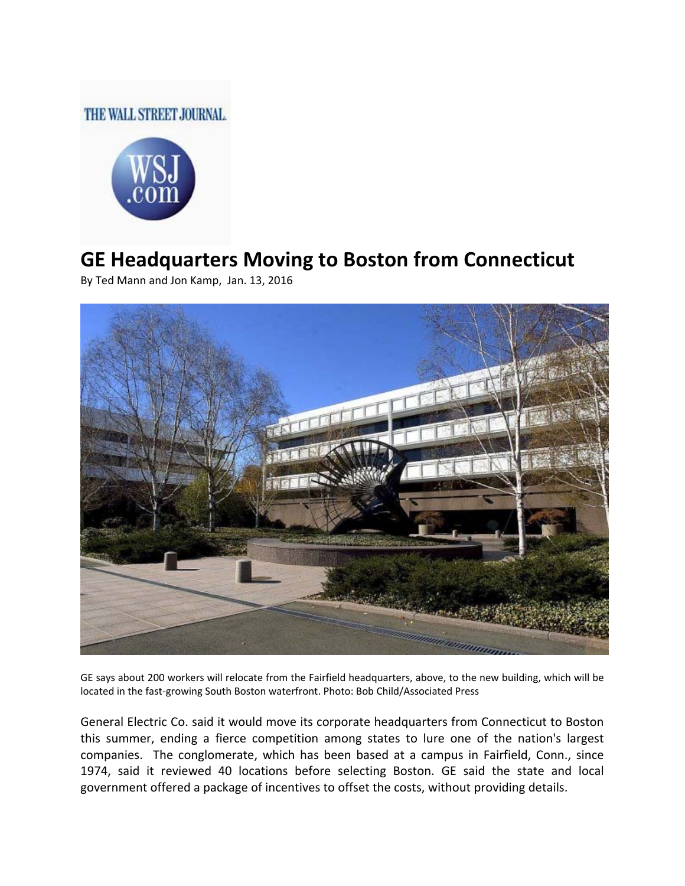# GE Headquarters Moving to Boston from Connecticut

By Ted Mann and Jon Kamp, Jan. 13, 2016

GE says about 200 workers will relocate from the Fairfield headquarters, above, to the new building, which will be located in the fast-growing South Boston waterfront. Photo: Bob Child/Associated Press

General Electric Co. said it would move its corporate headquarters from Connecticut to Boston this summer, ending a fierce competition among states to lure one of the nation's largest companies. The conglomerate, which has been based at a campus in Fairfield, Conn., since 1974, said it reviewed 40 locations before selecting Boston. GE said the state and local government offered a package of incentives to offset the costs, without providing details.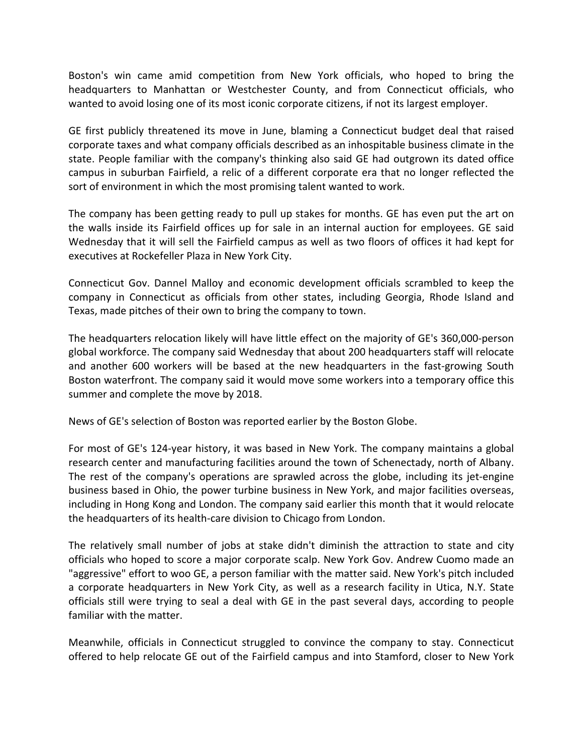Boston's win came amid competition from New York officials, who hoped to bring the headquarters to Manhattan or Westchester County, and from Connecticut officials, who wanted to avoid losing one of its most iconic corporate citizens, if not its largest employer.

GE first publicly threatened its move in June, blaming a Connecticut budget deal that raised corporate taxes and what company officials described as an inhospitable business climate in the state. People familiar with the company's thinking also said GE had outgrown its dated office campus in suburban Fairfield, a relic of a different corporate era that no longer reflected the sort of environment in which the most promising talent wanted to work.

The company has been getting ready to pull up stakes for months. GE has even put the art on the walls inside its Fairfield offices up for sale in an internal auction for employees. GE said Wednesday that it will sell the Fairfield campus as well as two floors of offices it had kept for executives at Rockefeller Plaza in New York City.

Connecticut Gov. Dannel Malloy and economic development officials scrambled to keep the company in Connecticut as officials from other states, including Georgia, Rhode Island and Texas, made pitches of their own to bring the company to town.

The headquarters relocation likely will have little effect on the majority of GE's 360,000-person global workforce. The company said Wednesday that about 200 headquarters staff will relocate and another 600 workers will be based at the new headquarters in the fast-growing South Boston waterfront. The company said it would move some workers into a temporary office this summer and complete the move by 2018.

News of GE's selection of Boston was reported earlier by the Boston Globe.

For most of GE's 124-year history, it was based in New York. The company maintains a global research center and manufacturing facilities around the town of Schenectady, north of Albany. The rest of the company's operations are sprawled across the globe, including its jet-engine business based in Ohio, the power turbine business in New York, and major facilities overseas, including in Hong Kong and London. The company said earlier this month that it would relocate the headquarters of its health-care division to Chicago from London.

The relatively small number of jobs at stake didn't diminish the attraction to state and city officials who hoped to score a major corporate scalp. New York Gov. Andrew Cuomo made an "aggressive" effort to woo GE, a person familiar with the matter said. New York's pitch included a corporate headquarters in New York City, as well as a research facility in Utica, N.Y. State officials still were trying to seal a deal with GE in the past several days, according to people familiar with the matter.

Meanwhile, officials in Connecticut struggled to convince the company to stay. Connecticut offered to help relocate GE out of the Fairfield campus and into Stamford, closer to New York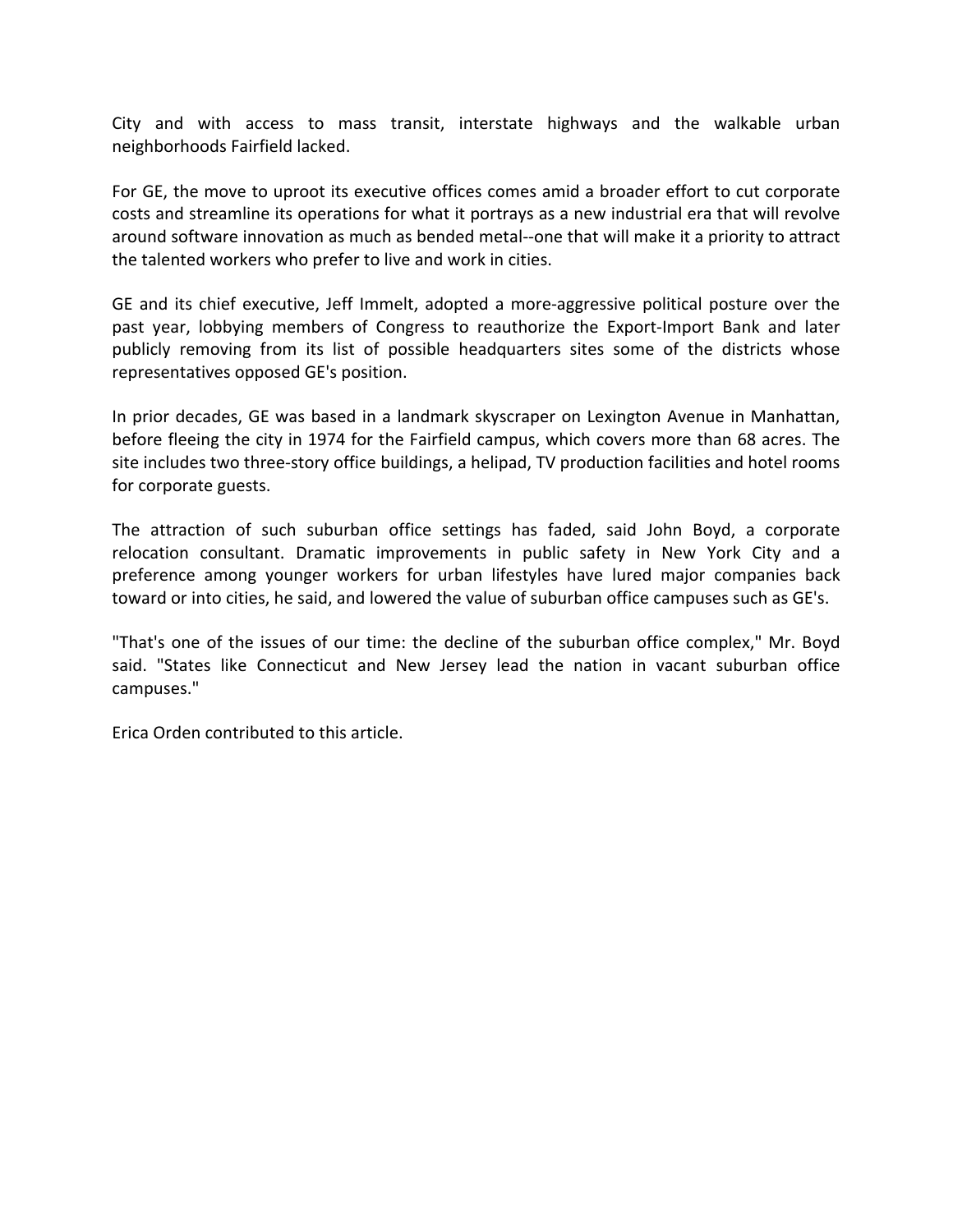City and with access to mass transit, interstate highways and the walkable urban neighborhoods Fairfield lacked.

For GE, the move to uproot its executive offices comes amid a broader effort to cut corporate costs and streamline its operations for what it portrays as a new industrial era that will revolve around software innovation as much as bended metal--one that will make it a priority to attract the talented workers who prefer to live and work in cities.

GE and its chief executive, Jeff Immelt, adopted a more-aggressive political posture over the past year, lobbying members of Congress to reauthorize the Export-Import Bank and later publicly removing from its list of possible headquarters sites some of the districts whose representatives opposed GE's position.

In prior decades, GE was based in a landmark skyscraper on Lexington Avenue in Manhattan, before fleeing the city in 1974 for the Fairfield campus, which covers more than 68 acres. The site includes two three-story office buildings, a helipad, TV production facilities and hotel rooms for corporate guests.

The attraction of such suburban office settings has faded, said John Boyd, a corporate relocation consultant. Dramatic improvements in public safety in New York City and a preference among younger workers for urban lifestyles have lured major companies back toward or into cities, he said, and lowered the value of suburban office campuses such as GE's.

"That's one of the issues of our time: the decline of the suburban office complex," Mr. Boyd said. "States like Connecticut and New Jersey lead the nation in vacant suburban office campuses."

Erica Orden contributed to this article.